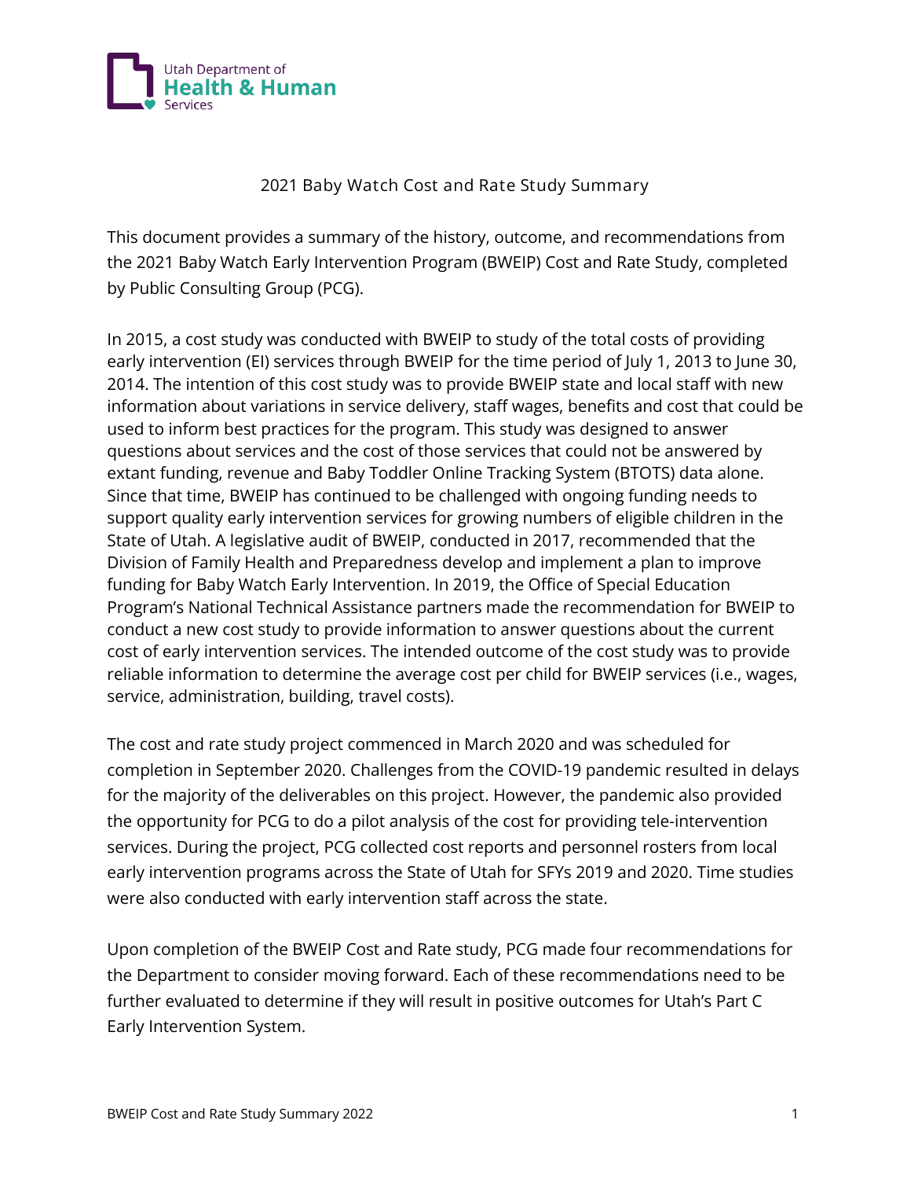# 2021 Baby Watch Cost and Rate Study Summary

This document provides a summary of the history, outcome, and recommendations from the 2021 Baby Watch Early Intervention Program (BWEIP) Cost and Rate Study, completed by Public Consulting Group (PCG).

In 2015, a cost study was conducted with BWEIP to study of the total costs of providing early intervention (EI) services through BWEIP for the time period of July 1, 2013 to June 30, 2014. The intention of this cost study was to provide BWEIP state and local staff with new information about variations in service delivery, staff wages, benefits and cost that could be used to inform best practices for the program. This study was designed to answer questions about services and the cost of those services that could not be answered by extant funding, revenue and Baby Toddler Online Tracking System (BTOTS) data alone. Since that time, BWEIP has continued to be challenged with ongoing funding needs to support quality early intervention services for growing numbers of eligible children in the State of Utah. A legislative audit of BWEIP, conducted in 2017, recommended that the Division of Family Health and Preparedness develop and implement a plan to improve funding for Baby Watch Early Intervention. In 2019, the Office of Special Education Program's National Technical Assistance partners made the recommendation for BWEIP to conduct a new cost study to provide information to answer questions about the current cost of early intervention services. The intended outcome of the cost study was to provide reliable information to determine the average cost per child for BWEIP services (i.e., wages, service, administration, building, travel costs).

The cost and rate study project commenced in March 2020 and was scheduled for completion in September 2020. Challenges from the COVID-19 pandemic resulted in delays for the majority of the deliverables on this project. However, the pandemic also provided the opportunity for PCG to do a pilot analysis of the cost for providing tele-intervention services. During the project, PCG collected cost reports and personnel rosters from local early intervention programs across the State of Utah for SFYs 2019 and 2020. Time studies were also conducted with early intervention staff across the state.

Upon completion of the BWEIP Cost and Rate study, PCG made four recommendations for the Department to consider moving forward. Each of these recommendations need to be further evaluated to determine if they will result in positive outcomes for Utah's Part C Early Intervention System.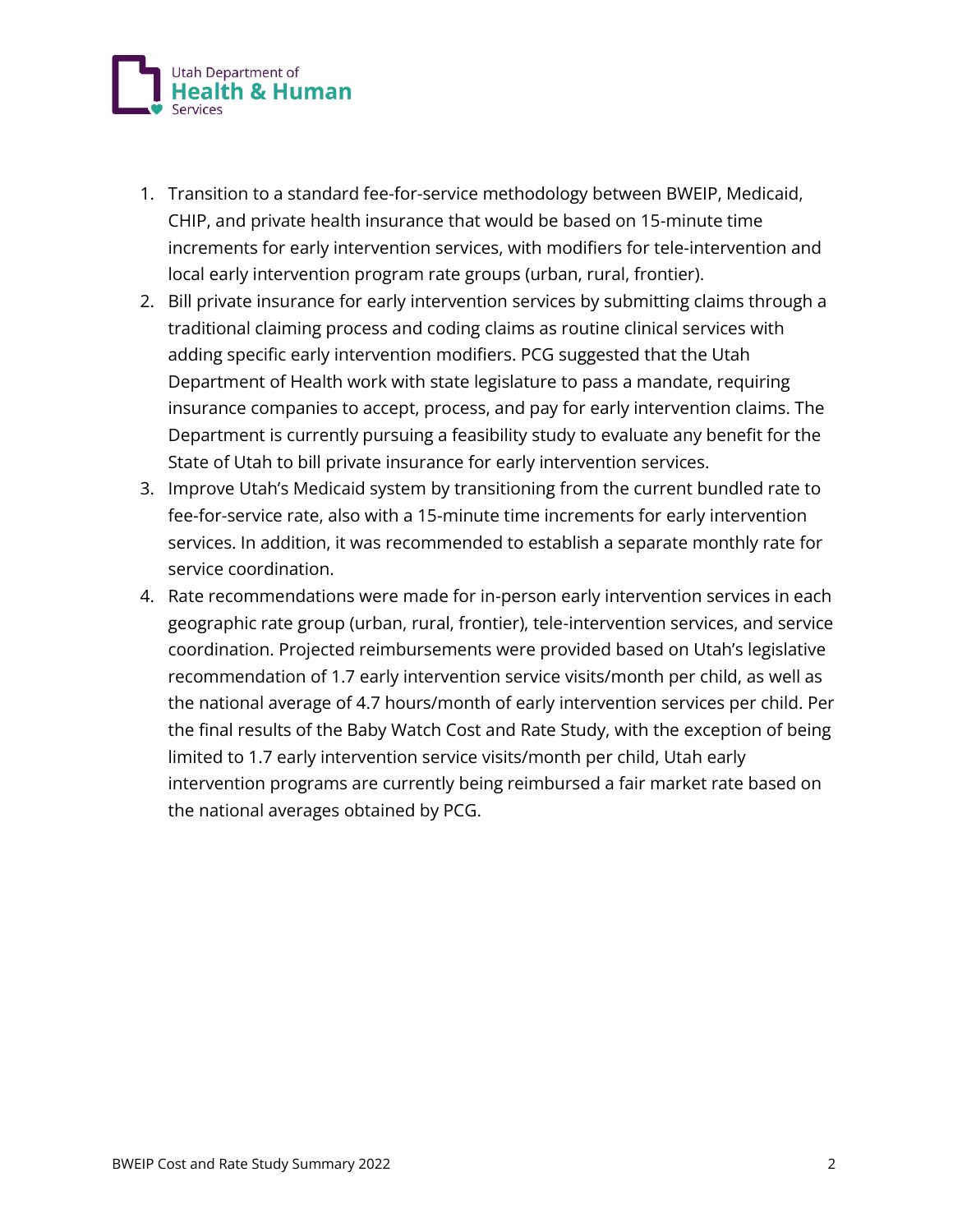1. Transition to a standard fee-for-service methodology between BWEIP, Medicaid, CHIP, and private health insurance that would be based on 15-minute time increments for early intervention services, with modifiers for tele-intervention and local early intervention program rate groups (urban, rural, frontier).
2. Bill private insurance for early intervention services by submitting claims through a traditional claiming process and coding claims as routine clinical services with adding specific early intervention modifiers. PCG suggested that the Utah Department of Health work with state legislature to pass a mandate, requiring insurance companies to accept, process, and pay for early intervention claims. The Department is currently pursuing a feasibility study to evaluate any benefit for the State of Utah to bill private insurance for early intervention services.
3. Improve Utah's Medicaid system by transitioning from the current bundled rate to fee-for-service rate, also with a 15-minute time increments for early intervention services. In addition, it was recommended to establish a separate monthly rate for service coordination.
4. Rate recommendations were made for in-person early intervention services in each geographic rate group (urban, rural, frontier), tele-intervention services, and service coordination. Projected reimbursements were provided based on Utah's legislative recommendation of 1.7 early intervention service visits/month per child, as well as the national average of 4.7 hours/month of early intervention services per child. Per the final results of the Baby Watch Cost and Rate Study, with the exception of being limited to 1.7 early intervention service visits/month per child, Utah early intervention programs are currently being reimbursed a fair market rate based on the national averages obtained by PCG.